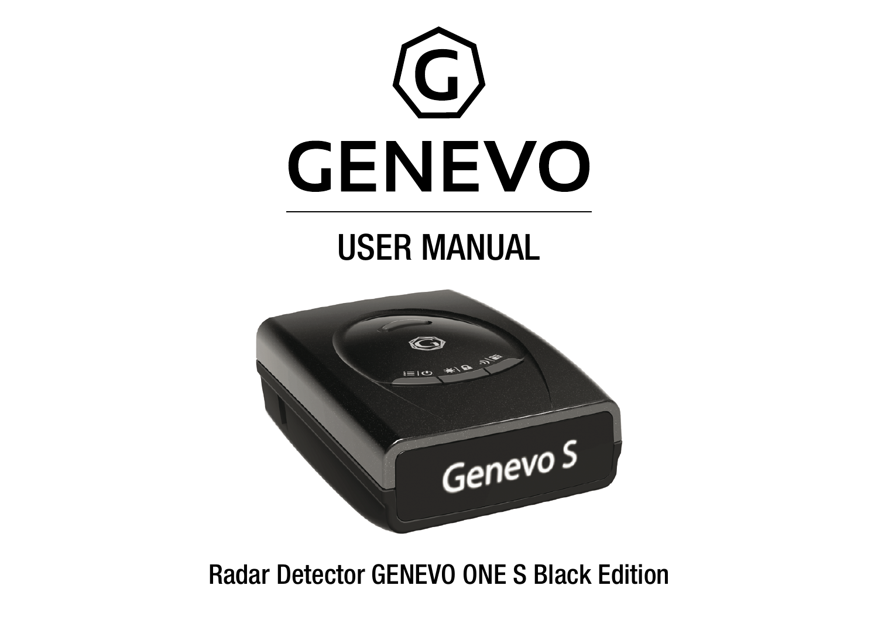# GENEVO

## USER MANUAL

Radar Detector GENEVO ONE S Black Edition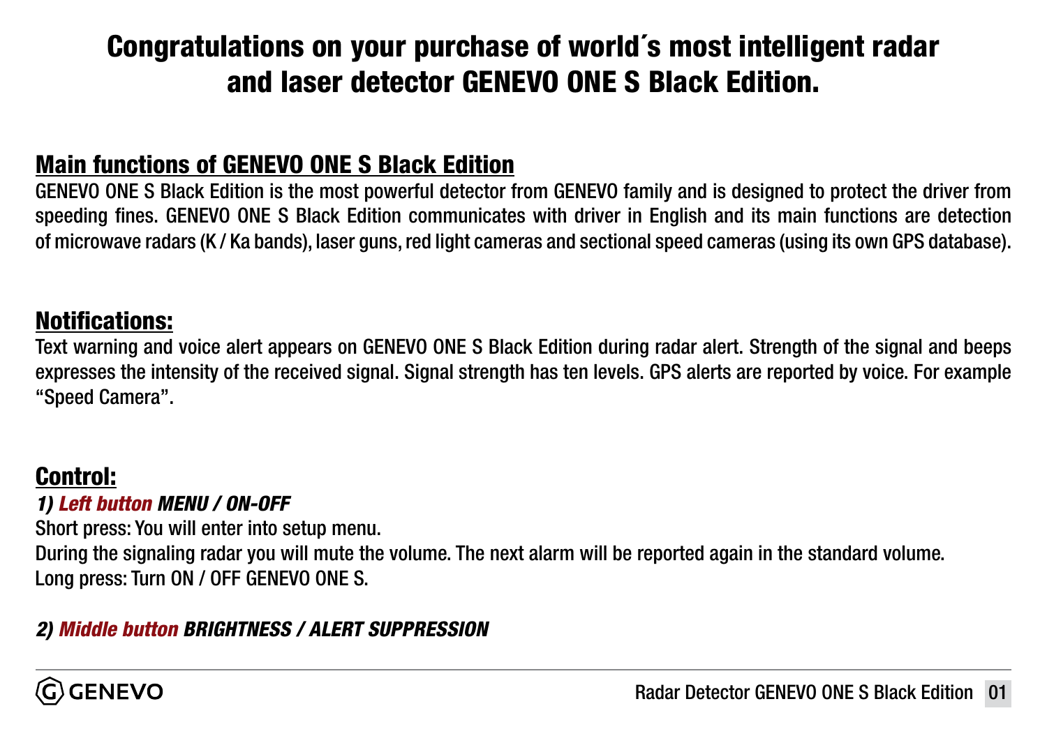# Congratulations on your purchase of world´s most intelligent radar and laser detector GENEVO ONE S Black Edition.

## Main functions of GENEVO ONE S Black Edition

GENEVO ONE S Black Edition is the most powerful detector from GENEVO family and is designed to protect the driver from speeding fines. GENEVO ONE S Black Edition communicates with driver in English and its main functions are detection of microwave radars (K / Ka bands), laser guns, red light cameras and sectional speed cameras (using its own GPS database).

## Notifications:

Text warning and voice alert appears on GENEVO ONE S Black Edition during radar alert. Strength of the signal and beeps expresses the intensity of the received signal. Signal strength has ten levels. GPS alerts are reported by voice. For example "Speed Camera".

## Control:

***1) Left button MENU / ON-OFF***

Short press: You will enter into setup menu.
During the signaling radar you will mute the volume. The next alarm will be reported again in the standard volume.
Long press: Turn ON / OFF GENEVO ONE S.

***2) Middle button BRIGHTNESS / ALERT SUPPRESSION***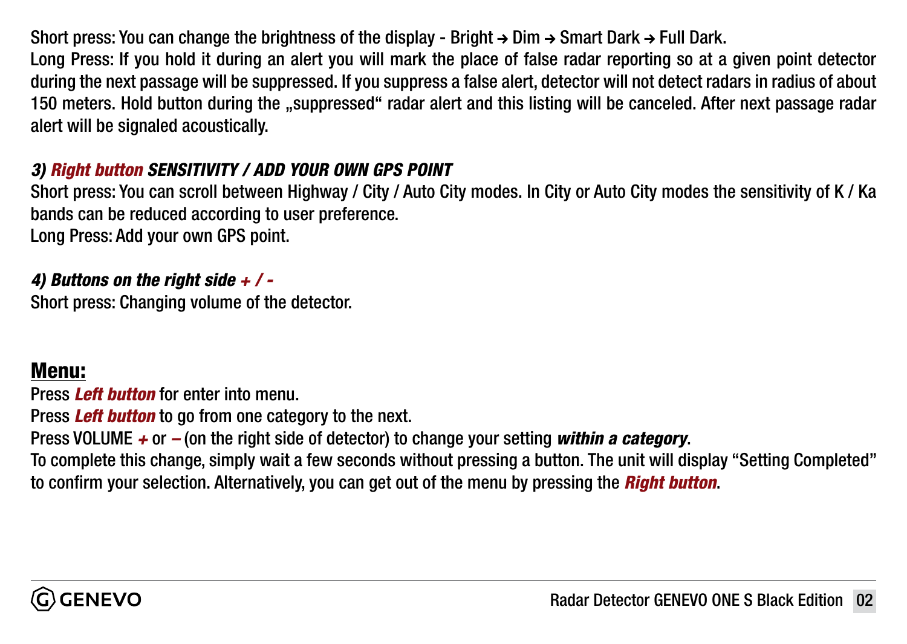Short press: You can change the brightness of the display - Bright → Dim → Smart Dark → Full Dark.

Long Press: If you hold it during an alert you will mark the place of false radar reporting so at a given point detector during the next passage will be suppressed. If you suppress a false alert, detector will not detect radars in radius of about 150 meters. Hold button during the „suppressed“ radar alert and this listing will be canceled. After next passage radar alert will be signaled acoustically.

***3) Right button SENSITIVITY / ADD YOUR OWN GPS POINT***

Short press: You can scroll between Highway / City / Auto City modes. In City or Auto City modes the sensitivity of K / Ka bands can be reduced according to user preference.

Long Press: Add your own GPS point.

***4) Buttons on the right side + / -***

Short press: Changing volume of the detector.

## Menu:

Press ***Left button*** for enter into menu.

Press ***Left button*** to go from one category to the next.

Press VOLUME ***+*** or ***–*** (on the right side of detector) to change your setting ***within a category***.

To complete this change, simply wait a few seconds without pressing a button. The unit will display “Setting Completed” to confirm your selection. Alternatively, you can get out of the menu by pressing the ***Right button***.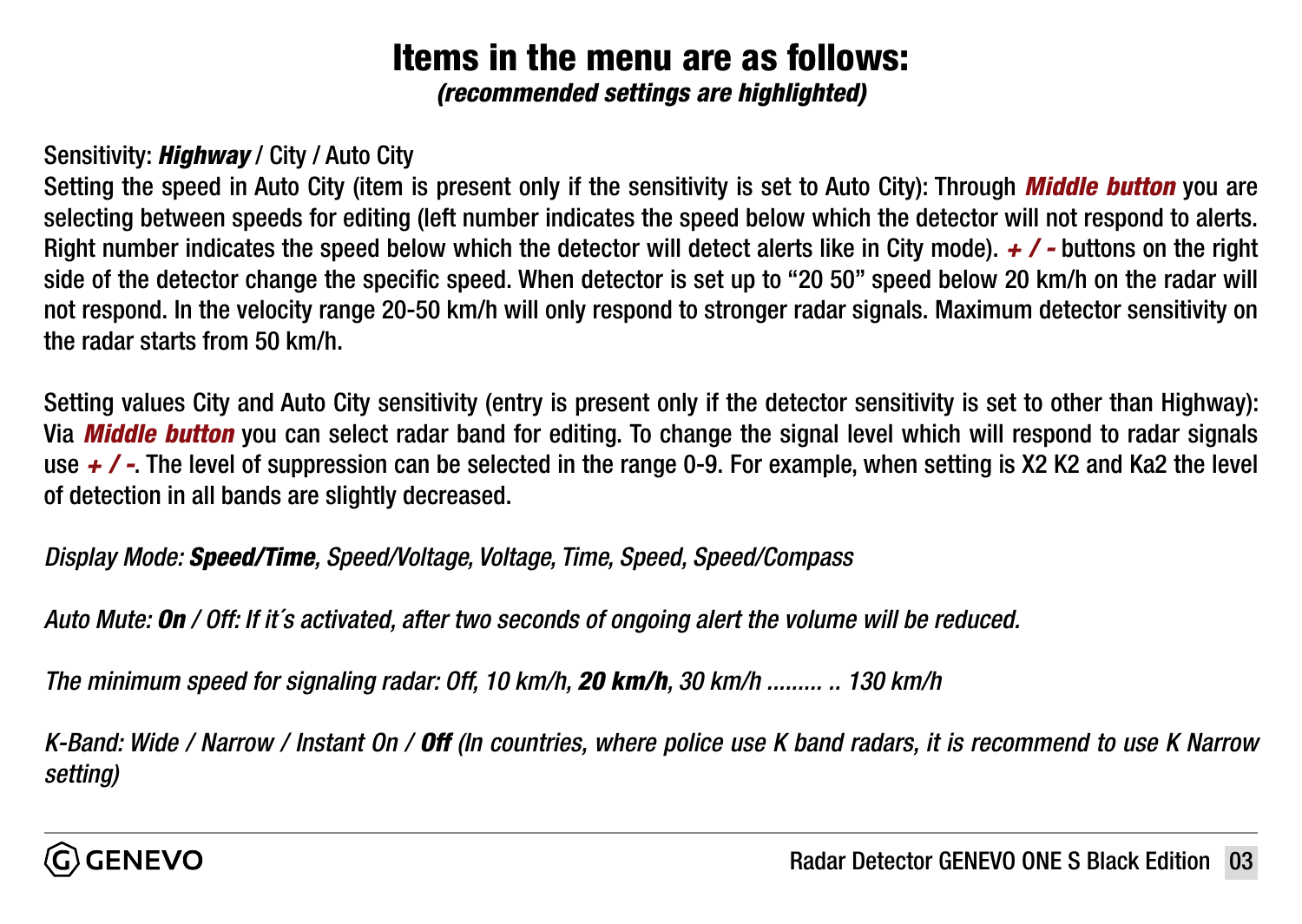# Items in the menu are as follows:

***(recommended settings are highlighted)***

Sensitivity: ***Highway*** / City / Auto City

Setting the speed in Auto City (item is present only if the sensitivity is set to Auto City): Through ***Middle button*** you are selecting between speeds for editing (left number indicates the speed below which the detector will not respond to alerts. Right number indicates the speed below which the detector will detect alerts like in City mode). ***+ / -*** buttons on the right side of the detector change the specific speed. When detector is set up to "20 50" speed below 20 km/h on the radar will not respond. In the velocity range 20-50 km/h will only respond to stronger radar signals. Maximum detector sensitivity on the radar starts from 50 km/h.

Setting values City and Auto City sensitivity (entry is present only if the detector sensitivity is set to other than Highway): Via ***Middle button*** you can select radar band for editing. To change the signal level which will respond to radar signals use ***+ / -***. The level of suppression can be selected in the range 0-9. For example, when setting is X2 K2 and Ka2 the level of detection in all bands are slightly decreased.

*Display Mode:* ***Speed/Time****, Speed/Voltage, Voltage, Time, Speed, Speed/Compass*

*Auto Mute:* ***On*** */ Off: If it´s activated, after two seconds of ongoing alert the volume will be reduced.*

*The minimum speed for signaling radar: Off, 10 km/h,* ***20 km/h****, 30 km/h ......... .. 130 km/h*

*K-Band: Wide / Narrow / Instant On /* ***Off*** *(In countries, where police use K band radars, it is recommend to use K Narrow setting)*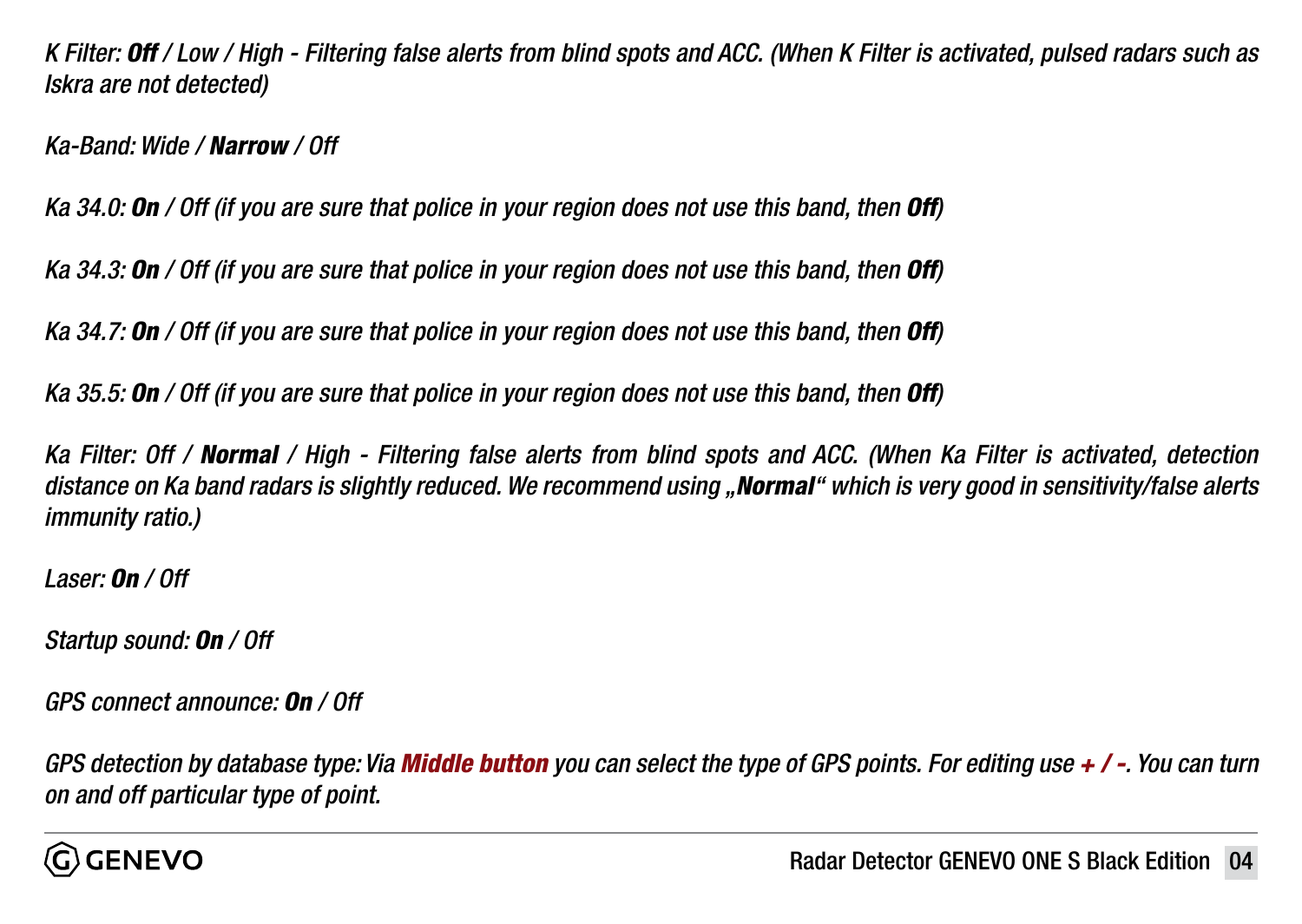*K Filter: **Off** / Low / High - Filtering false alerts from blind spots and ACC. (When K Filter is activated, pulsed radars such as Iskra are not detected)*

*Ka-Band: Wide / **Narrow** / Off*

*Ka 34.0: **On** / Off (if you are sure that police in your region does not use this band, then **Off**)*

*Ka 34.3: **On** / Off (if you are sure that police in your region does not use this band, then **Off**)*

*Ka 34.7: **On** / Off (if you are sure that police in your region does not use this band, then **Off**)*

*Ka 35.5: **On** / Off (if you are sure that police in your region does not use this band, then **Off**)*

*Ka Filter: Off / **Normal** / High - Filtering false alerts from blind spots and ACC. (When Ka Filter is activated, detection distance on Ka band radars is slightly reduced. We recommend using „**Normal**" which is very good in sensitivity/false alerts immunity ratio.)*

*Laser: **On** / Off*

*Startup sound: **On** / Off*

*GPS connect announce: **On** / Off*

*GPS detection by database type: Via **Middle button** you can select the type of GPS points. For editing use **+ / -**. You can turn on and off particular type of point.*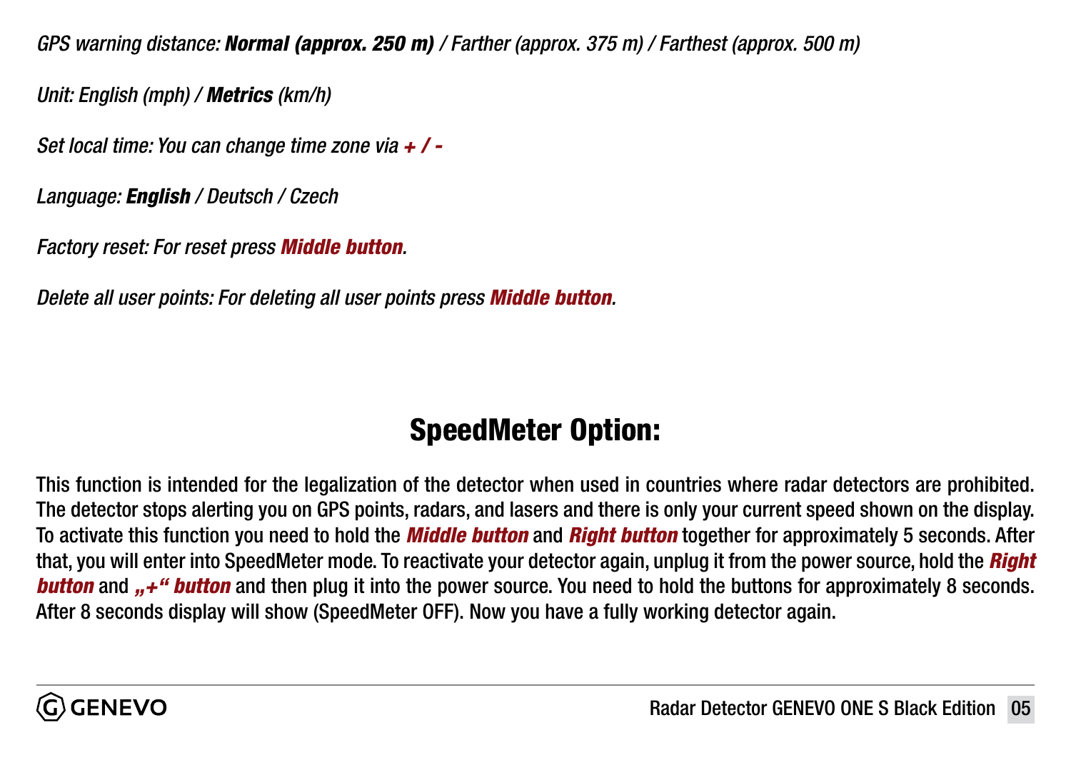*GPS warning distance: **Normal (approx. 250 m)** / Farther (approx. 375 m) / Farthest (approx. 500 m)*

*Unit: English (mph) / **Metrics** (km/h)*

*Set local time: You can change time zone via **+ / -***

*Language: **English** / Deutsch / Czech*

*Factory reset: For reset press **Middle button**.*

*Delete all user points: For deleting all user points press **Middle button**.*

## SpeedMeter Option:

This function is intended for the legalization of the detector when used in countries where radar detectors are prohibited. The detector stops alerting you on GPS points, radars, and lasers and there is only your current speed shown on the display. To activate this function you need to hold the ***Middle button*** and ***Right button*** together for approximately 5 seconds. After that, you will enter into SpeedMeter mode. To reactivate your detector again, unplug it from the power source, hold the ***Right button*** and ***„+" button*** and then plug it into the power source. You need to hold the buttons for approximately 8 seconds. After 8 seconds display will show (SpeedMeter OFF). Now you have a fully working detector again.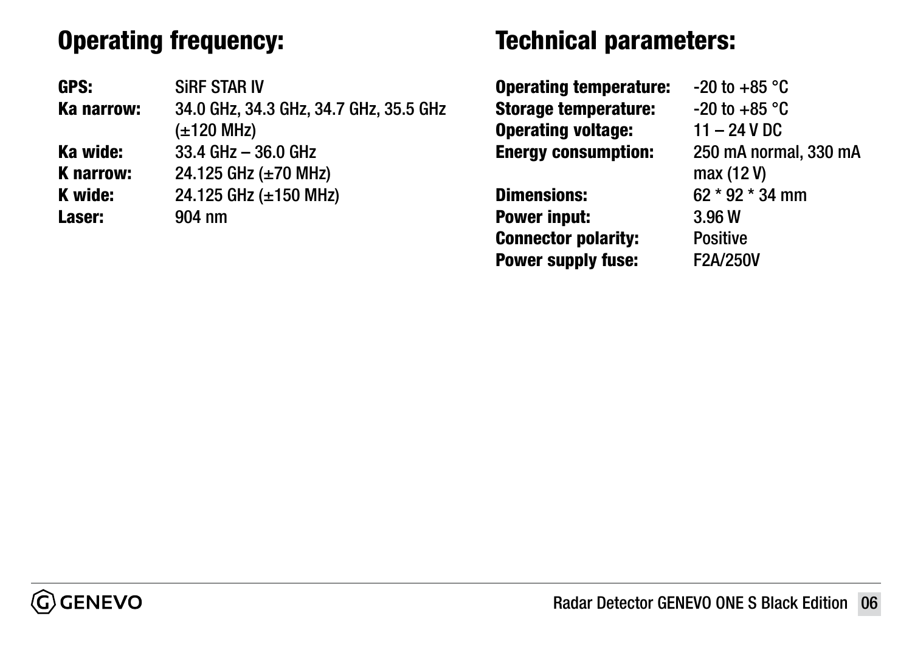## Operating frequency:

| | |
|---|---|
| **GPS:** | SiRF STAR IV |
| **Ka narrow:** | 34.0 GHz, 34.3 GHz, 34.7 GHz, 35.5 GHz (±120 MHz) |
| **Ka wide:** | 33.4 GHz – 36.0 GHz |
| **K narrow:** | 24.125 GHz (±70 MHz) |
| **K wide:** | 24.125 GHz (±150 MHz) |
| **Laser:** | 904 nm |

## Technical parameters:

| | |
|---|---|
| **Operating temperature:** | -20 to +85 °C |
| **Storage temperature:** | -20 to +85 °C |
| **Operating voltage:** | 11 – 24 V DC |
| **Energy consumption:** | 250 mA normal, 330 mA max (12 V) |
| **Dimensions:** | 62 * 92 * 34 mm |
| **Power input:** | 3.96 W |
| **Connector polarity:** | Positive |
| **Power supply fuse:** | F2A/250V |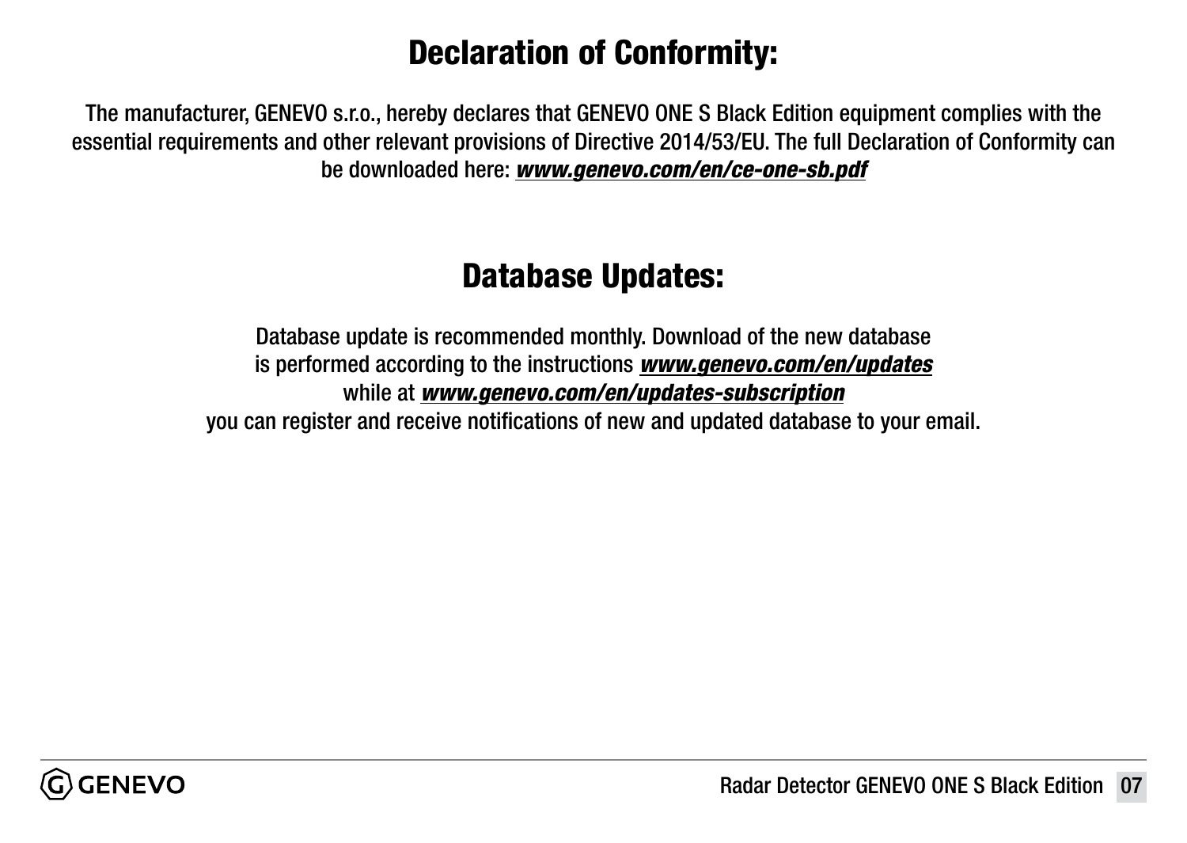# Declaration of Conformity:

The manufacturer, GENEVO s.r.o., hereby declares that GENEVO ONE S Black Edition equipment complies with the essential requirements and other relevant provisions of Directive 2014/53/EU. The full Declaration of Conformity can be downloaded here: ***www.genevo.com/en/ce-one-sb.pdf***

# Database Updates:

Database update is recommended monthly. Download of the new database is performed according to the instructions ***www.genevo.com/en/updates*** while at ***www.genevo.com/en/updates-subscription*** you can register and receive notifications of new and updated database to your email.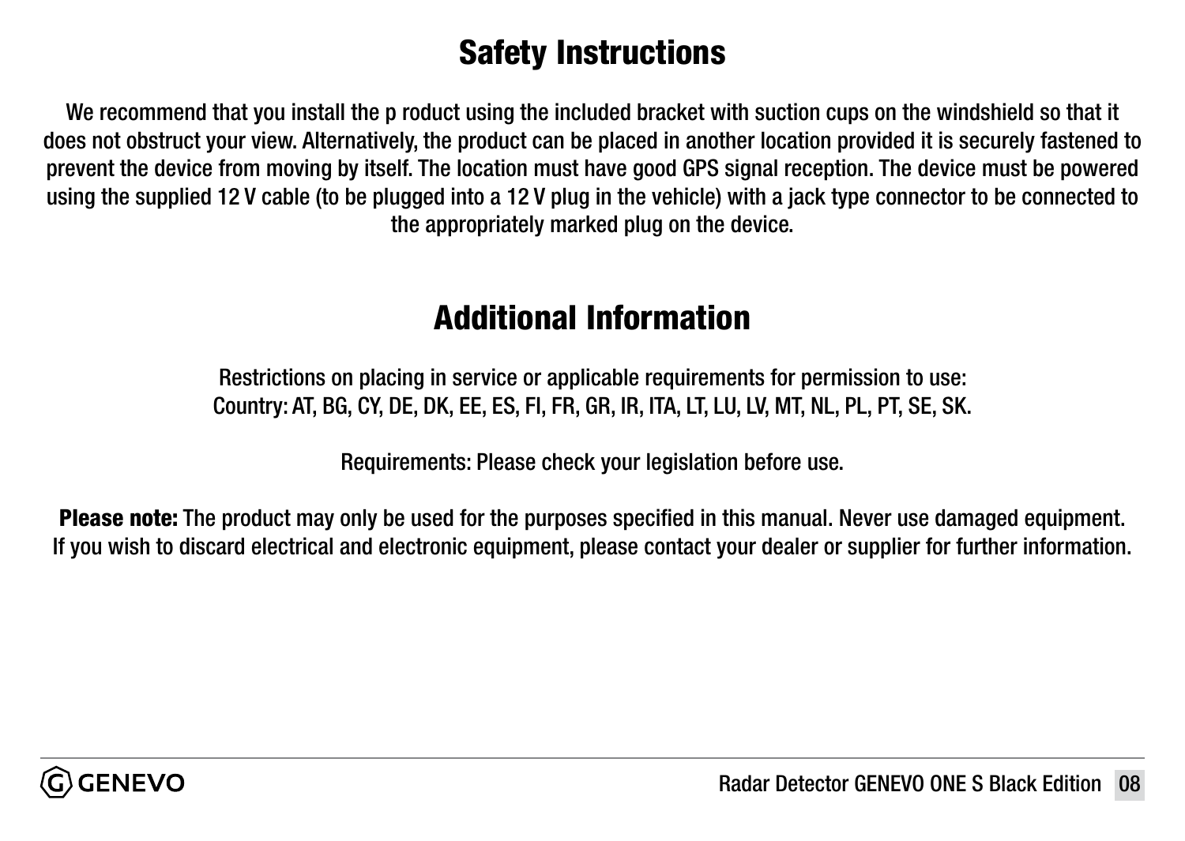# Safety Instructions

We recommend that you install the p roduct using the included bracket with suction cups on the windshield so that it does not obstruct your view. Alternatively, the product can be placed in another location provided it is securely fastened to prevent the device from moving by itself. The location must have good GPS signal reception. The device must be powered using the supplied 12 V cable (to be plugged into a 12 V plug in the vehicle) with a jack type connector to be connected to the appropriately marked plug on the device.

# Additional Information

Restrictions on placing in service or applicable requirements for permission to use:
Country: AT, BG, CY, DE, DK, EE, ES, FI, FR, GR, IR, ITA, LT, LU, LV, MT, NL, PL, PT, SE, SK.

Requirements: Please check your legislation before use.

**Please note:** The product may only be used for the purposes specified in this manual. Never use damaged equipment. If you wish to discard electrical and electronic equipment, please contact your dealer or supplier for further information.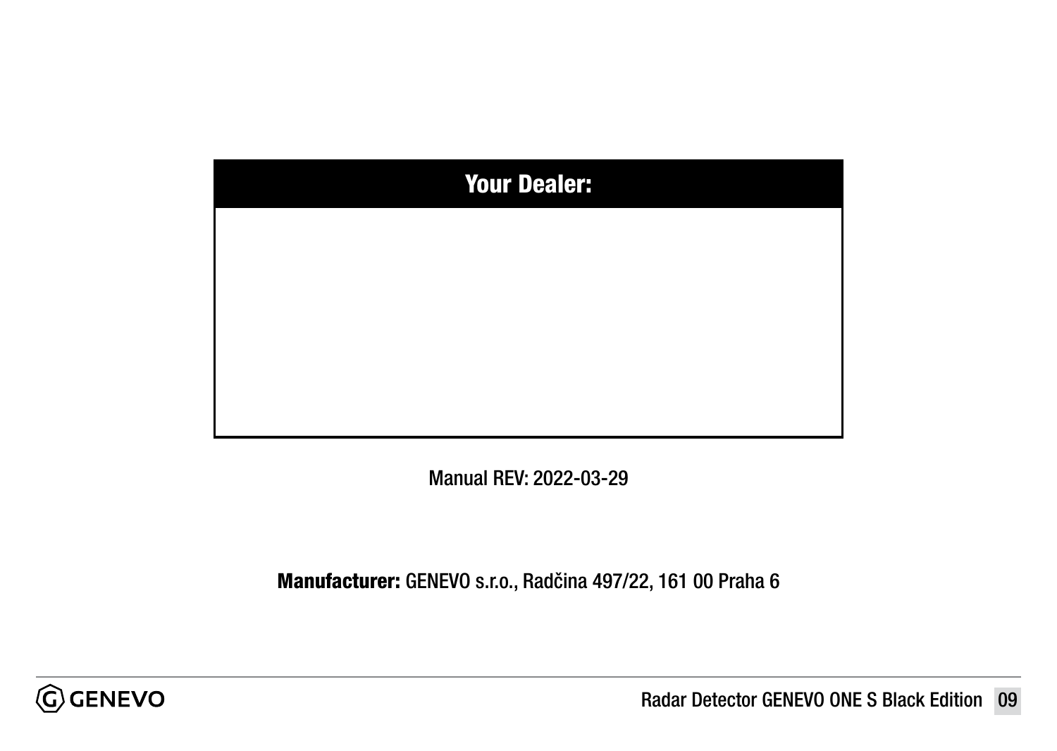**Your Dealer:**

Manual REV: 2022-03-29

**Manufacturer:** GENEVO s.r.o., Radčina 497/22, 161 00 Praha 6